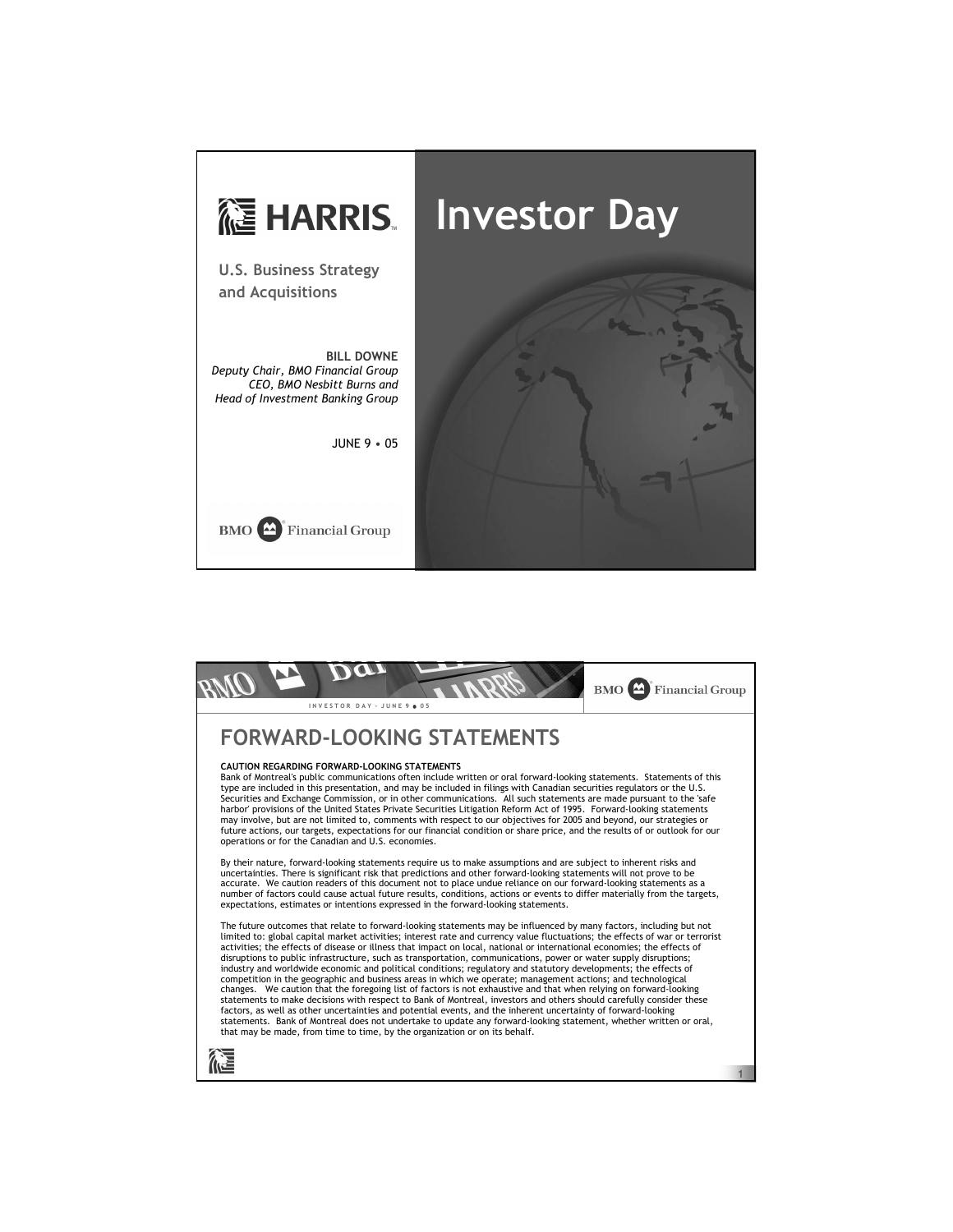# HARRIS

# Investor Day

## U.S. Business Strategy and Acquisitions

**BILL DOWNE**
*Deputy Chair, BMO Financial Group*
*CEO, BMO Nesbitt Burns and*
*Head of Investment Banking Group*

JUNE 9 • 05

BMO Financial Group

---

# FORWARD-LOOKING STATEMENTS

**CAUTION REGARDING FORWARD-LOOKING STATEMENTS**

Bank of Montreal's public communications often include written or oral forward-looking statements. Statements of this type are included in this presentation, and may be included in filings with Canadian securities regulators or the U.S. Securities and Exchange Commission, or in other communications. All such statements are made pursuant to the 'safe harbor' provisions of the United States Private Securities Litigation Reform Act of 1995. Forward-looking statements may involve, but are not limited to, comments with respect to our objectives for 2005 and beyond, our strategies or future actions, our targets, expectations for our financial condition or share price, and the results of or outlook for our operations or for the Canadian and U.S. economies.

By their nature, forward-looking statements require us to make assumptions and are subject to inherent risks and uncertainties. There is significant risk that predictions and other forward-looking statements will not prove to be accurate. We caution readers of this document not to place undue reliance on our forward-looking statements as a number of factors could cause actual future results, conditions, actions or events to differ materially from the targets, expectations, estimates or intentions expressed in the forward-looking statements.

The future outcomes that relate to forward-looking statements may be influenced by many factors, including but not limited to: global capital market activities; interest rate and currency value fluctuations; the effects of war or terrorist activities; the effects of disease or illness that impact on local, national or international economies; the effects of disruptions to public infrastructure, such as transportation, communications, power or water supply disruptions; industry and worldwide economic and political conditions; regulatory and statutory developments; the effects of competition in the geographic and business areas in which we operate; management actions; and technological changes. We caution that the foregoing list of factors is not exhaustive and that when relying on forward-looking statements to make decisions with respect to Bank of Montreal, investors and others should carefully consider these factors, as well as other uncertainties and potential events, and the inherent uncertainty of forward-looking statements. Bank of Montreal does not undertake to update any forward-looking statement, whether written or oral, that may be made, from time to time, by the organization or on its behalf.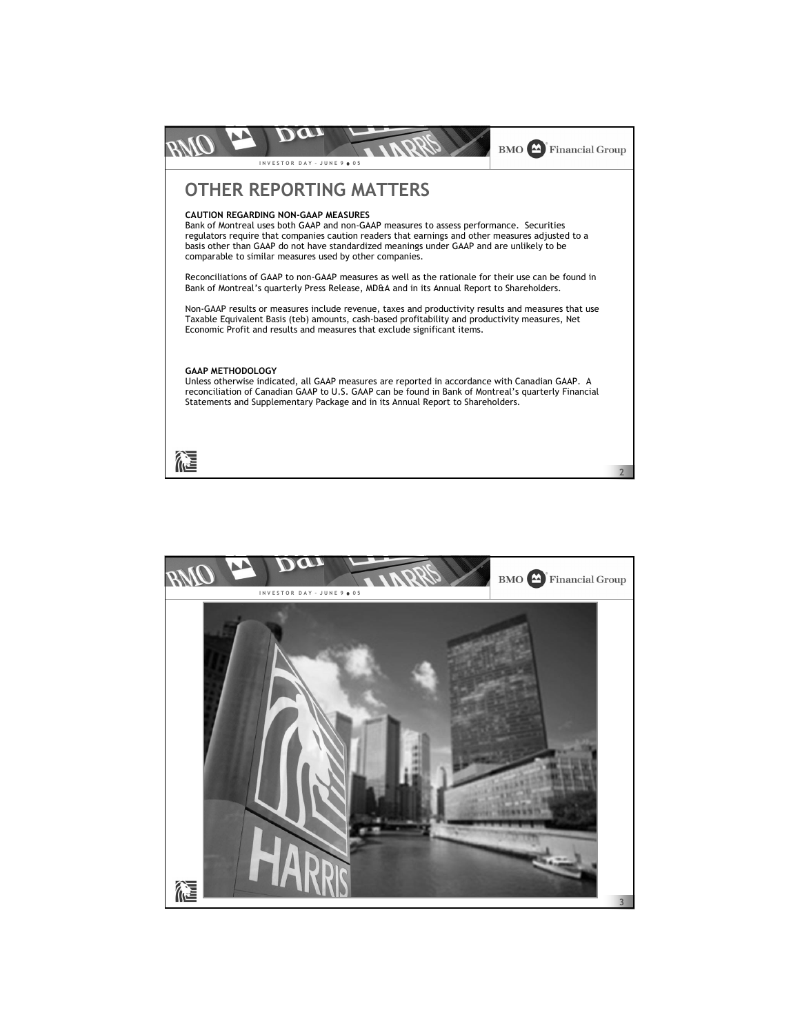# OTHER REPORTING MATTERS

**CAUTION REGARDING NON-GAAP MEASURES**

Bank of Montreal uses both GAAP and non-GAAP measures to assess performance. Securities regulators require that companies caution readers that earnings and other measures adjusted to a basis other than GAAP do not have standardized meanings under GAAP and are unlikely to be comparable to similar measures used by other companies.

Reconciliations of GAAP to non-GAAP measures as well as the rationale for their use can be found in Bank of Montreal's quarterly Press Release, MD&A and in its Annual Report to Shareholders.

Non-GAAP results or measures include revenue, taxes and productivity results and measures that use Taxable Equivalent Basis (teb) amounts, cash-based profitability and productivity measures, Net Economic Profit and results and measures that exclude significant items.

**GAAP METHODOLOGY**

Unless otherwise indicated, all GAAP measures are reported in accordance with Canadian GAAP. A reconciliation of Canadian GAAP to U.S. GAAP can be found in Bank of Montreal's quarterly Financial Statements and Supplementary Package and in its Annual Report to Shareholders.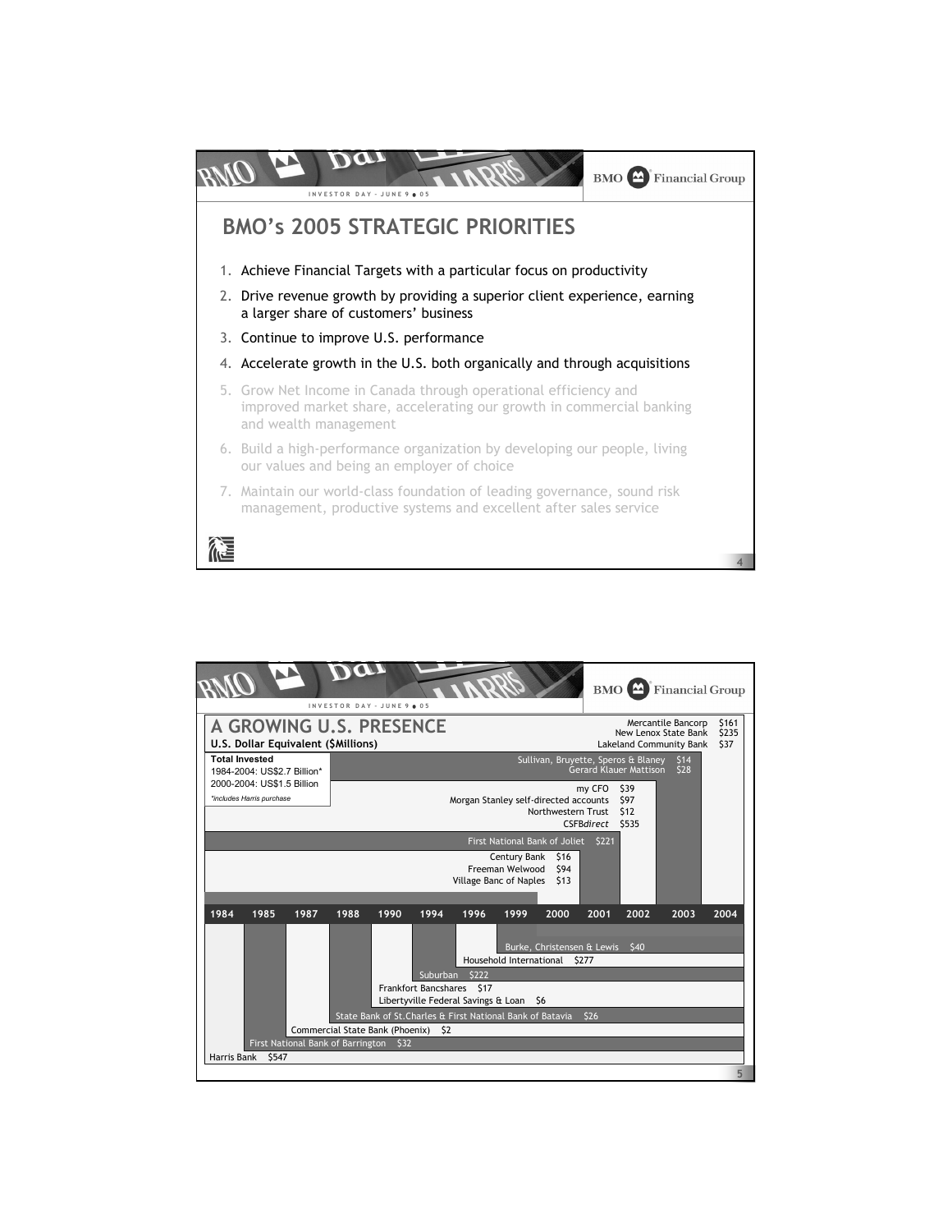# BMO's 2005 STRATEGIC PRIORITIES

1. Achieve Financial Targets with a particular focus on productivity
2. Drive revenue growth by providing a superior client experience, earning a larger share of customers' business
3. Continue to improve U.S. performance
4. Accelerate growth in the U.S. both organically and through acquisitions
5. Grow Net Income in Canada through operational efficiency and improved market share, accelerating our growth in commercial banking and wealth management
6. Build a high-performance organization by developing our people, living our values and being an employer of choice
7. Maintain our world-class foundation of leading governance, sound risk management, productive systems and excellent after sales service

# A GROWING U.S. PRESENCE

**U.S. Dollar Equivalent ($Millions)**

**Total Invested**
1984-2004: US$2.7 Billion*
2000-2004: US$1.5 Billion
*includes Harris purchase

| Year | Acquisition | $Millions |
|---|---|---|
| 1984 | Harris Bank | $547 |
| 1985 | First National Bank of Barrington | $32 |
| 1987 | Commercial State Bank (Phoenix) | $2 |
| 1988 | State Bank of St.Charles & First National Bank of Batavia | $26 |
| 1990 | Frankfort Bancshares | $17 |
| 1990 | Libertyville Federal Savings & Loan | $6 |
| 1994 | Suburban | $222 |
| 1996 | Household International | $277 |
| 1999 | Burke, Christensen & Lewis | $40 |
| 2000 | Century Bank | $16 |
| 2000 | Freeman Welwood | $94 |
| 2000 | Village Banc of Naples | $13 |
| 2001 | First National Bank of Joliet | $221 |
| 2002 | my CFO | $39 |
| 2002 | Morgan Stanley self-directed accounts | $97 |
| 2002 | Northwestern Trust | $12 |
| 2002 | CSFB*direct* | $535 |
| 2003 | Sullivan, Bruyette, Speros & Blaney | $14 |
| 2003 | Gerard Klauer Mattison | $28 |
| 2004 | Mercantile Bancorp | $161 |
| 2004 | New Lenox State Bank | $235 |
| 2004 | Lakeland Community Bank | $37 |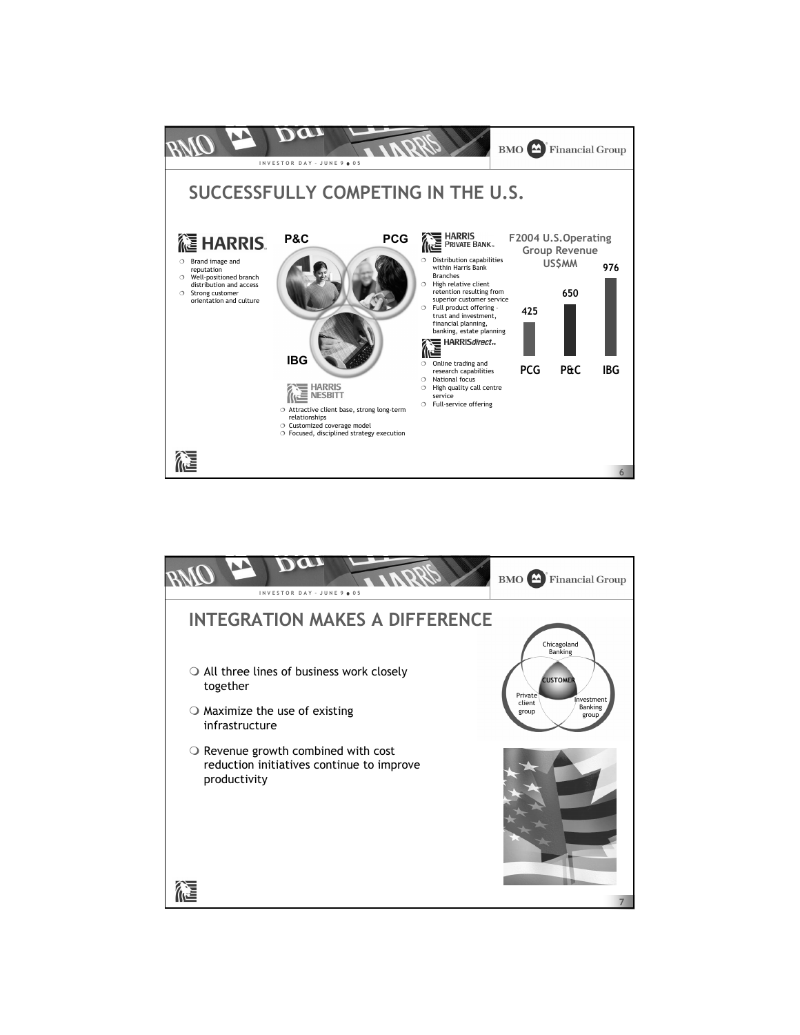## SUCCESSFULLY COMPETING IN THE U.S.

**HARRIS**

- Brand image and reputation
- Well-positioned branch distribution and access
- Strong customer orientation and culture

**P&C** **PCG** **IBG**

**HARRIS NESBITT**

- Attractive client base, strong long-term relationships
- Customized coverage model
- Focused, disciplined strategy execution

**HARRIS PRIVATE BANK**

- Distribution capabilities within Harris Bank Branches
- High relative client retention resulting from superior customer service
- Full product offering – trust and investment, financial planning, banking, estate planning

**HARRISdirect**

- Online trading and research capabilities
- National focus
- High quality call centre service
- Full-service offering

**F2004 U.S. Operating Group Revenue US$MM**

| PCG | P&C | IBG |
|---|---|---|
| 425 | 650 | 976 |

## INTEGRATION MAKES A DIFFERENCE

- All three lines of business work closely together
- Maximize the use of existing infrastructure
- Revenue growth combined with cost reduction initiatives continue to improve productivity

Chicagoland Banking | Private client group | Investment Banking group | CUSTOMER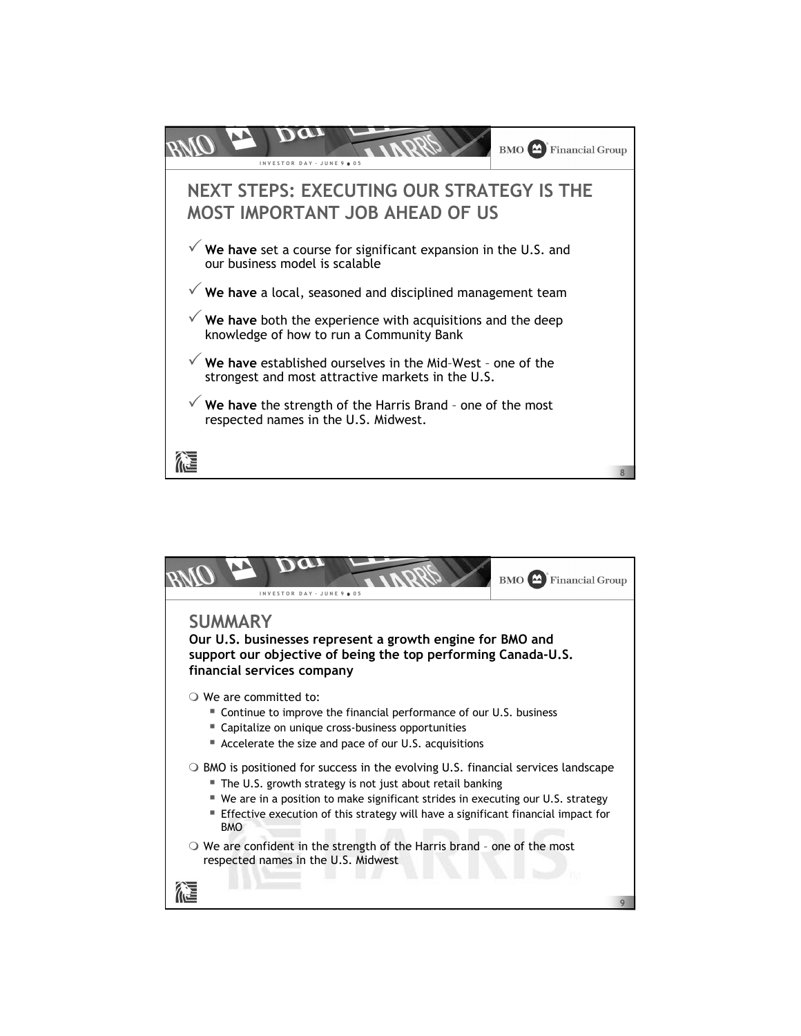## NEXT STEPS: EXECUTING OUR STRATEGY IS THE MOST IMPORTANT JOB AHEAD OF US

- ✓ **We have** set a course for significant expansion in the U.S. and our business model is scalable
- ✓ **We have** a local, seasoned and disciplined management team
- ✓ **We have** both the experience with acquisitions and the deep knowledge of how to run a Community Bank
- ✓ **We have** established ourselves in the Mid–West – one of the strongest and most attractive markets in the U.S.
- ✓ **We have** the strength of the Harris Brand – one of the most respected names in the U.S. Midwest.

## SUMMARY

**Our U.S. businesses represent a growth engine for BMO and support our objective of being the top performing Canada-U.S. financial services company**

- We are committed to:
  - Continue to improve the financial performance of our U.S. business
  - Capitalize on unique cross-business opportunities
  - Accelerate the size and pace of our U.S. acquisitions
- BMO is positioned for success in the evolving U.S. financial services landscape
  - The U.S. growth strategy is not just about retail banking
  - We are in a position to make significant strides in executing our U.S. strategy
  - Effective execution of this strategy will have a significant financial impact for BMO
- We are confident in the strength of the Harris brand – one of the most respected names in the U.S. Midwest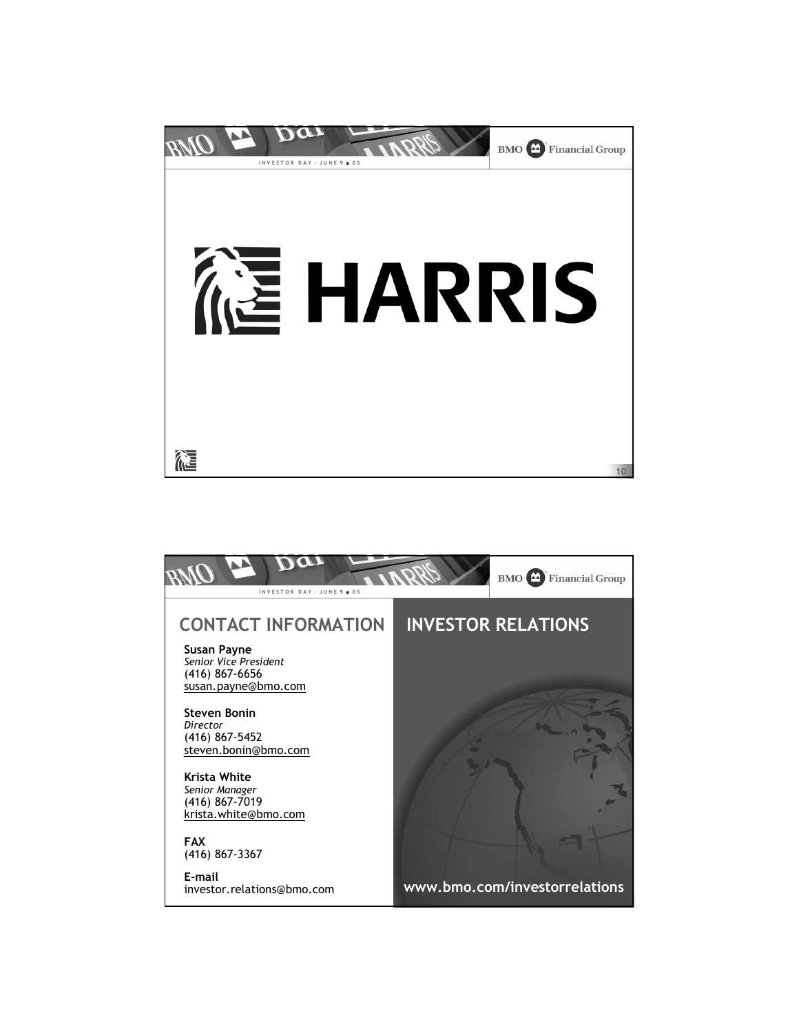# HARRIS

## CONTACT INFORMATION

**Susan Payne**
*Senior Vice President*
(416) 867-6656
susan.payne@bmo.com

**Steven Bonin**
*Director*
(416) 867-5452
steven.bonin@bmo.com

**Krista White**
*Senior Manager*
(416) 867-7019
krista.white@bmo.com

**FAX**
(416) 867-3367

**E-mail**
investor.relations@bmo.com

## INVESTOR RELATIONS

**www.bmo.com/investorrelations**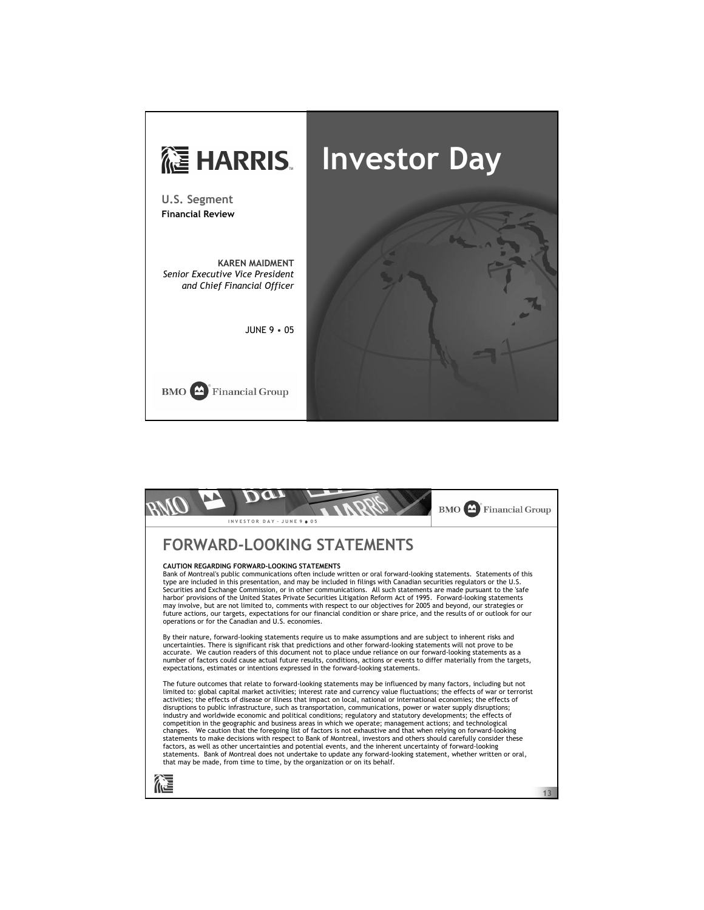# HARRIS

# Investor Day

**U.S. Segment**
**Financial Review**

**KAREN MAIDMENT**
*Senior Executive Vice President and Chief Financial Officer*

JUNE 9 • 05

BMO Financial Group

---

# FORWARD-LOOKING STATEMENTS

**CAUTION REGARDING FORWARD-LOOKING STATEMENTS**
Bank of Montreal's public communications often include written or oral forward-looking statements. Statements of this type are included in this presentation, and may be included in filings with Canadian securities regulators or the U.S. Securities and Exchange Commission, or in other communications. All such statements are made pursuant to the 'safe harbor' provisions of the United States Private Securities Litigation Reform Act of 1995. Forward-looking statements may involve, but are not limited to, comments with respect to our objectives for 2005 and beyond, our strategies or future actions, our targets, expectations for our financial condition or share price, and the results of or outlook for our operations or for the Canadian and U.S. economies.

By their nature, forward-looking statements require us to make assumptions and are subject to inherent risks and uncertainties. There is significant risk that predictions and other forward-looking statements will not prove to be accurate. We caution readers of this document not to place undue reliance on our forward-looking statements as a number of factors could cause actual future results, conditions, actions or events to differ materially from the targets, expectations, estimates or intentions expressed in the forward-looking statements.

The future outcomes that relate to forward-looking statements may be influenced by many factors, including but not limited to: global capital market activities; interest rate and currency value fluctuations; the effects of war or terrorist activities; the effects of disease or illness that impact on local, national or international economies; the effects of disruptions to public infrastructure, such as transportation, communications, power or water supply disruptions; industry and worldwide economic and political conditions; regulatory and statutory developments; the effects of competition in the geographic and business areas in which we operate; management actions; and technological changes. We caution that the foregoing list of factors is not exhaustive and that when relying on forward-looking statements to make decisions with respect to Bank of Montreal, investors and others should carefully consider these factors, as well as other uncertainties and potential events, and the inherent uncertainty of forward-looking statements. Bank of Montreal does not undertake to update any forward-looking statement, whether written or oral, that may be made, from time to time, by the organization or on its behalf.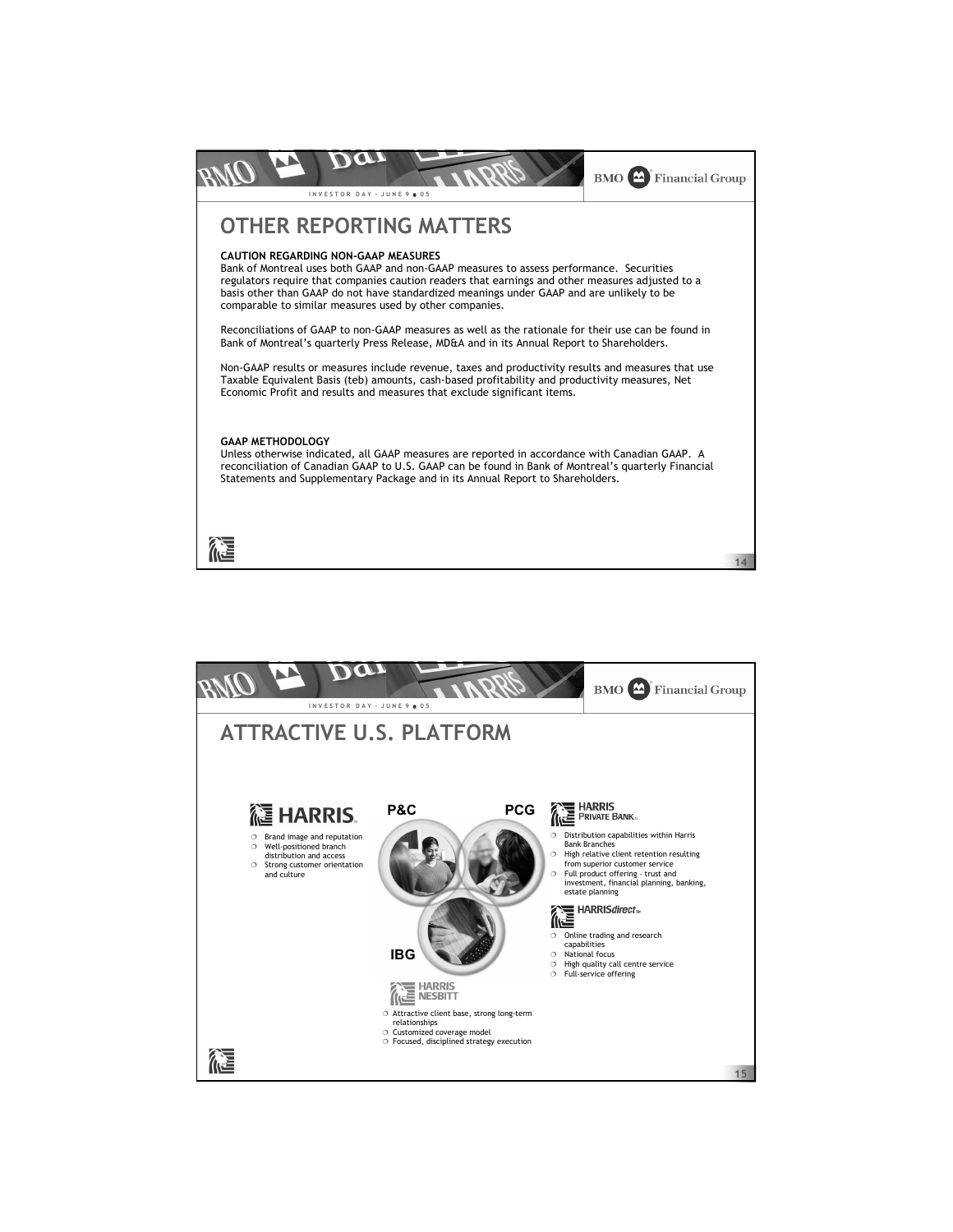# OTHER REPORTING MATTERS

**CAUTION REGARDING NON-GAAP MEASURES**

Bank of Montreal uses both GAAP and non-GAAP measures to assess performance. Securities regulators require that companies caution readers that earnings and other measures adjusted to a basis other than GAAP do not have standardized meanings under GAAP and are unlikely to be comparable to similar measures used by other companies.

Reconciliations of GAAP to non-GAAP measures as well as the rationale for their use can be found in Bank of Montreal's quarterly Press Release, MD&A and in its Annual Report to Shareholders.

Non-GAAP results or measures include revenue, taxes and productivity results and measures that use Taxable Equivalent Basis (teb) amounts, cash-based profitability and productivity measures, Net Economic Profit and results and measures that exclude significant items.

**GAAP METHODOLOGY**

Unless otherwise indicated, all GAAP measures are reported in accordance with Canadian GAAP. A reconciliation of Canadian GAAP to U.S. GAAP can be found in Bank of Montreal's quarterly Financial Statements and Supplementary Package and in its Annual Report to Shareholders.

# ATTRACTIVE U.S. PLATFORM

**HARRIS**

- Brand image and reputation
- Well-positioned branch distribution and access
- Strong customer orientation and culture

**P&C** | **PCG** | **IBG**

**HARRIS PRIVATE BANK**

- Distribution capabilities within Harris Bank Branches
- High relative client retention resulting from superior customer service
- Full product offering - trust and investment, financial planning, banking, estate planning

**HARRIS*direct***

- Online trading and research capabilities
- National focus
- High quality call centre service
- Full-service offering

**HARRIS NESBITT**

- Attractive client base, strong long-term relationships
- Customized coverage model
- Focused, disciplined strategy execution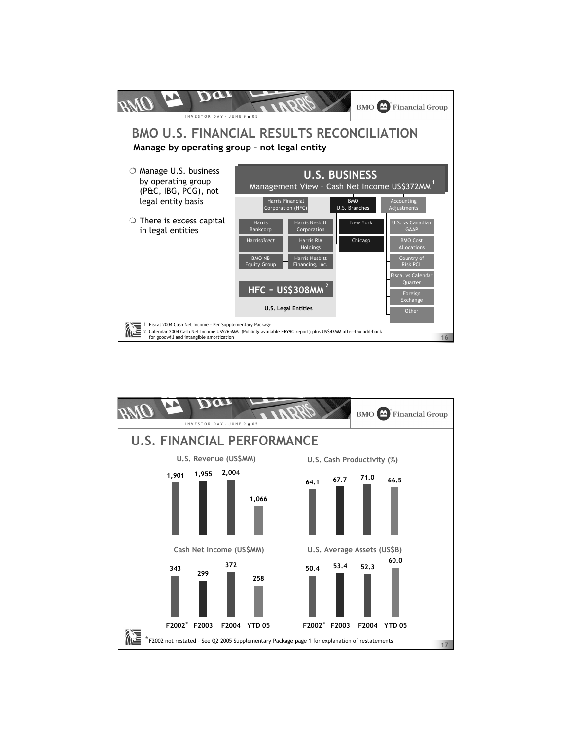# BMO U.S. FINANCIAL RESULTS RECONCILIATION

**Manage by operating group – not legal entity**

- Manage U.S. business by operating group (P&C, IBG, PCG), not legal entity basis
- There is excess capital in legal entities

## U.S. BUSINESS

Management View – Cash Net Income US$372MM[1]

- Harris Financial Corporation (HFC)
  - Harris Bankcorp
  - Harris Nesbitt Corporation
  - Harris*direct*
  - Harris RIA Holdings
  - BMO NB Equity Group
  - Harris Nesbitt Financing, Inc.
  - **HFC – US$308MM[2]**
  - **U.S. Legal Entities**
- BMO U.S. Branches
  - New York
  - Chicago
- Accounting Adjustments
  - U.S. vs Canadian GAAP
  - BMO Cost Allocations
  - Country of Risk PCL
  - Fiscal vs Calendar Quarter
  - Foreign Exchange
  - Other

1 Fiscal 2004 Cash Net Income – Per Supplementary Package
2 Calendar 2004 Cash Net Income US$265MM (Publicly available FRY9C report) plus US$43MM after-tax add-back for goodwill and intangible amortization

# U.S. FINANCIAL PERFORMANCE

| | F2002* | F2003 | F2004 | YTD 05 |
|---|---|---|---|---|
| U.S. Revenue (US$MM) | 1,901 | 1,955 | 2,004 | 1,066 |
| U.S. Cash Productivity (%) | 64.1 | 67.7 | 71.0 | 66.5 |
| Cash Net Income (US$MM) | 343 | 299 | 372 | 258 |
| U.S. Average Assets (US$B) | 50.4 | 53.4 | 52.3 | 60.0 |

*F2002 not restated – See Q2 2005 Supplementary Package page 1 for explanation of restatements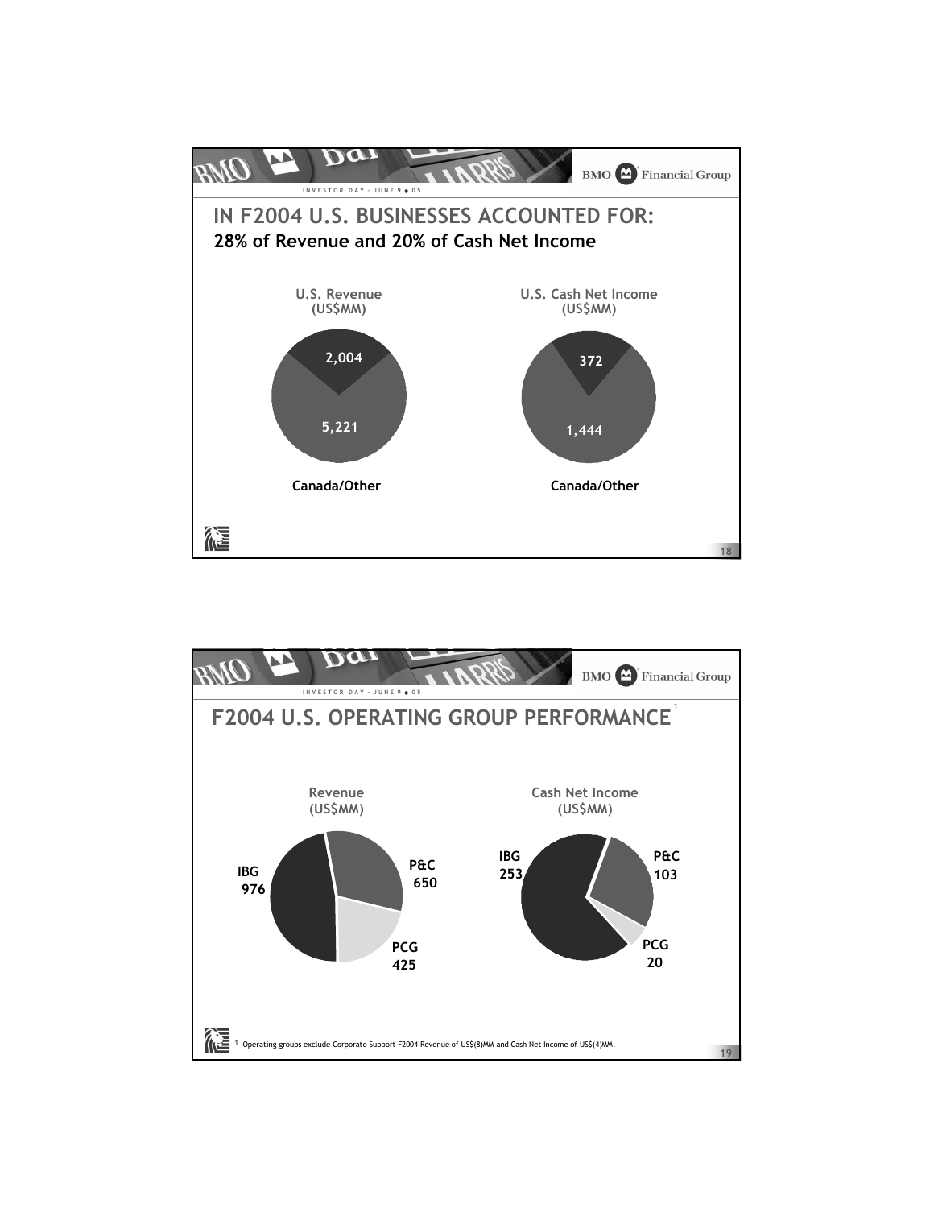# IN F2004 U.S. BUSINESSES ACCOUNTED FOR:

**28% of Revenue and 20% of Cash Net Income**

**U.S. Revenue (US$MM)**

| Segment | Value |
| --- | --- |
| U.S. | 2,004 |
| Canada/Other | 5,221 |

**U.S. Cash Net Income (US$MM)**

| Segment | Value |
| --- | --- |
| U.S. | 372 |
| Canada/Other | 1,444 |

# F2004 U.S. OPERATING GROUP PERFORMANCE[1]

**Revenue (US$MM)**

| Group | Value |
| --- | --- |
| IBG | 976 |
| P&C | 650 |
| PCG | 425 |

**Cash Net Income (US$MM)**

| Group | Value |
| --- | --- |
| IBG | 253 |
| P&C | 103 |
| PCG | 20 |

[1] Operating groups exclude Corporate Support F2004 Revenue of US$(8)MM and Cash Net Income of US$(4)MM.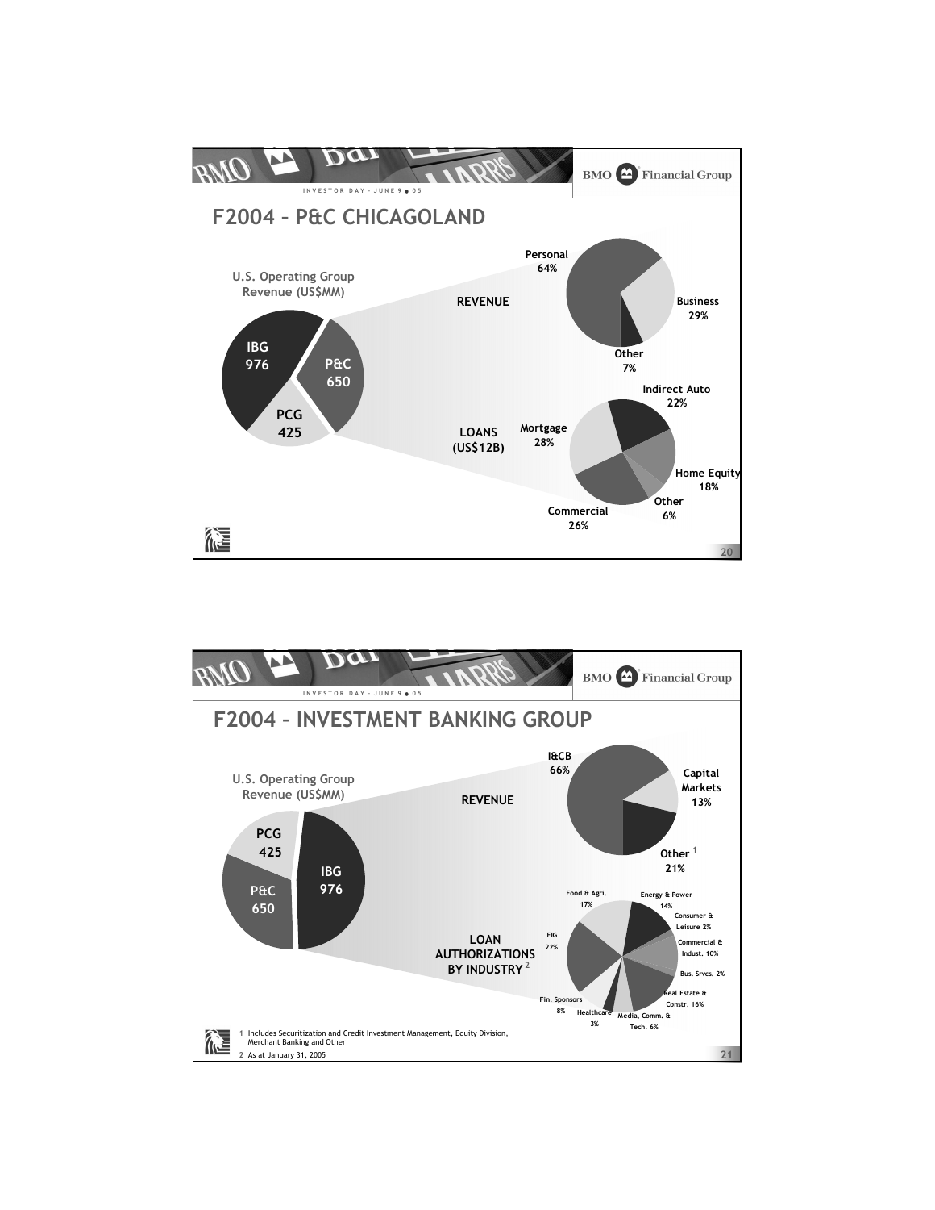INVESTOR DAY – JUNE 9 • 05

# F2004 – P&C CHICAGOLAND

**U.S. Operating Group Revenue (US$MM)**

| Group | Revenue |
|---|---|
| IBG | 976 |
| P&C | 650 |
| PCG | 425 |

**REVENUE**

| Segment | Share |
|---|---|
| Personal | 64% |
| Business | 29% |
| Other | 7% |

**LOANS (US$12B)**

| Segment | Share |
|---|---|
| Indirect Auto | 22% |
| Home Equity | 18% |
| Other | 6% |
| Commercial | 26% |
| Mortgage | 28% |

INVESTOR DAY – JUNE 9 • 05

# F2004 – INVESTMENT BANKING GROUP

**U.S. Operating Group Revenue (US$MM)**

| Group | Revenue |
|---|---|
| PCG | 425 |
| P&C | 650 |
| IBG | 976 |

**REVENUE**

| Segment | Share |
|---|---|
| I&CB | 66% |
| Capital Markets | 13% |
| Other [1] | 21% |

**LOAN AUTHORIZATIONS BY INDUSTRY [2]**

| Industry | Share |
|---|---|
| Food & Agri. | 17% |
| Energy & Power | 14% |
| Consumer & Leisure | 2% |
| Commercial & Indust. | 10% |
| Bus. Srvcs. | 2% |
| Real Estate & Constr. | 16% |
| Media, Comm. & Tech. | 6% |
| Healthcare | 3% |
| Fin. Sponsors | 8% |
| FIG | 22% |

1 Includes Securitization and Credit Investment Management, Equity Division, Merchant Banking and Other

2 As at January 31, 2005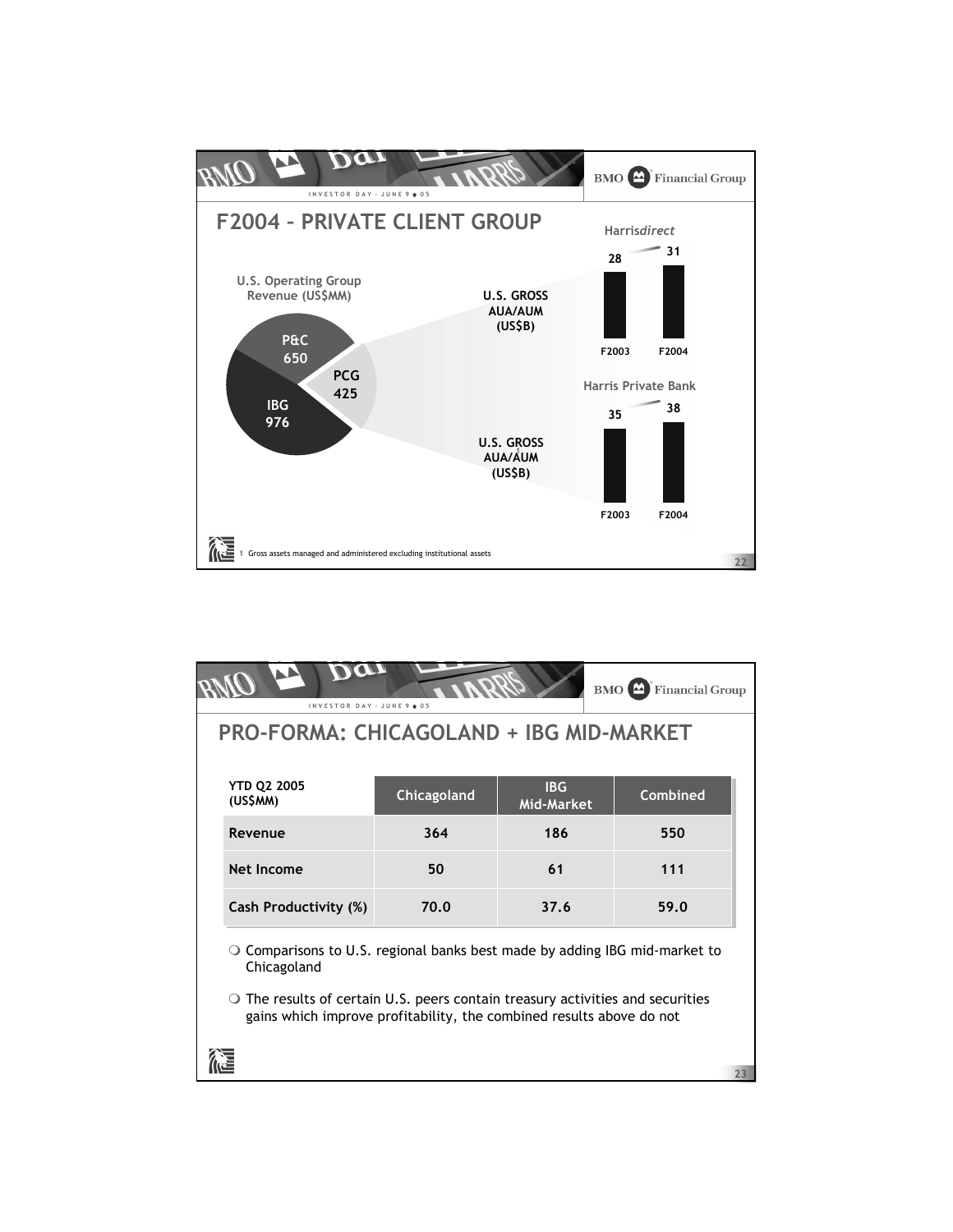## F2004 – PRIVATE CLIENT GROUP

**U.S. Operating Group Revenue (US$MM)**

- P&C 650
- PCG 425
- IBG 976

**U.S. GROSS AUA/AUM (US$B)**

Harris*direct*

| F2003 | F2004 |
|---|---|
| 28 | 31 |

**U.S. GROSS AUA/AUM[1] (US$B)**

Harris Private Bank

| F2003 | F2004 |
|---|---|
| 35 | 38 |

1 Gross assets managed and administered excluding institutional assets

## PRO-FORMA: CHICAGOLAND + IBG MID-MARKET

| YTD Q2 2005 (US$MM) | Chicagoland | IBG Mid-Market | Combined |
|---|---|---|---|
| Revenue | 364 | 186 | 550 |
| Net Income | 50 | 61 | 111 |
| Cash Productivity (%) | 70.0 | 37.6 | 59.0 |

- Comparisons to U.S. regional banks best made by adding IBG mid-market to Chicagoland
- The results of certain U.S. peers contain treasury activities and securities gains which improve profitability, the combined results above do not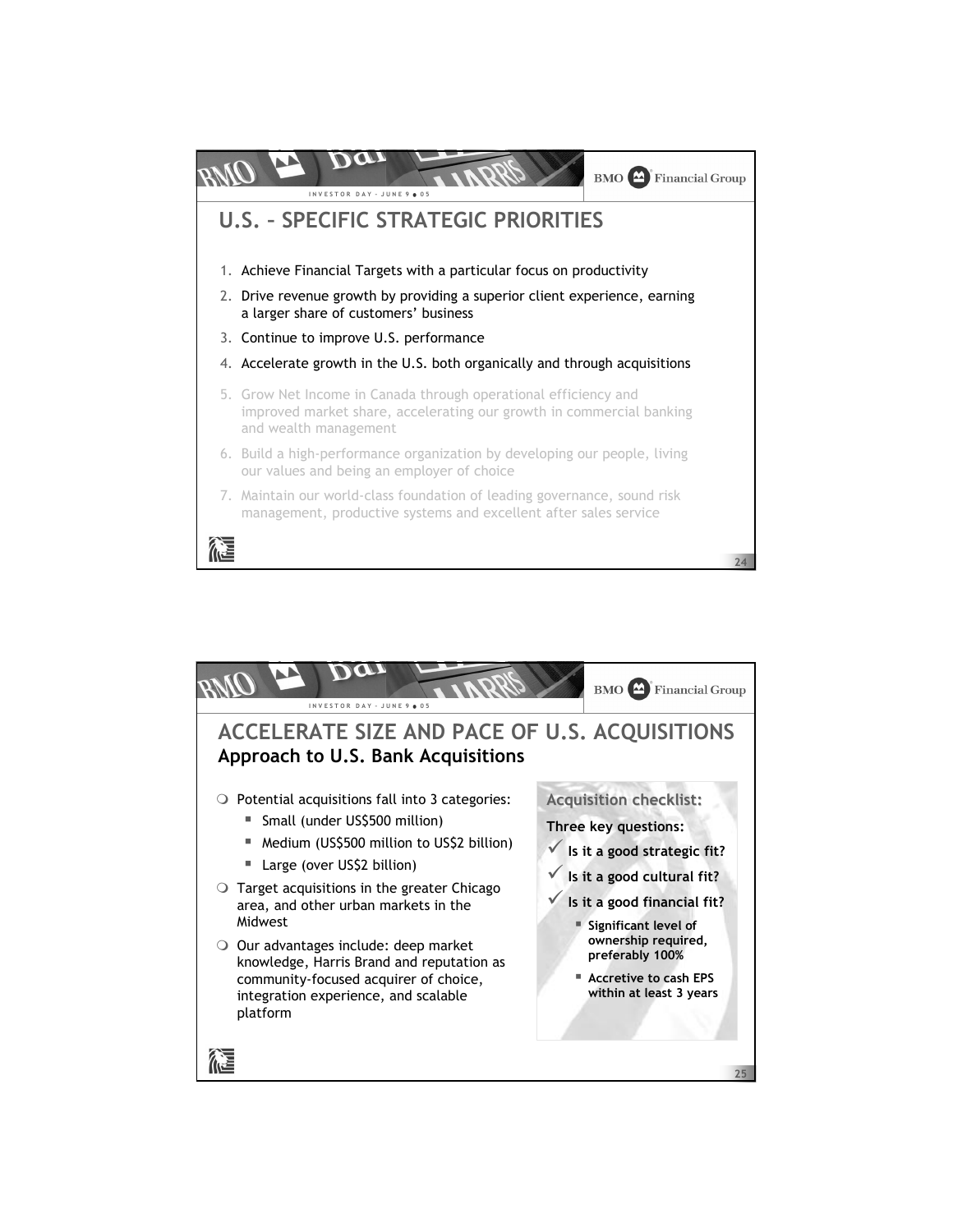# U.S. – SPECIFIC STRATEGIC PRIORITIES

1. Achieve Financial Targets with a particular focus on productivity
2. Drive revenue growth by providing a superior client experience, earning a larger share of customers' business
3. Continue to improve U.S. performance
4. Accelerate growth in the U.S. both organically and through acquisitions
5. Grow Net Income in Canada through operational efficiency and improved market share, accelerating our growth in commercial banking and wealth management
6. Build a high-performance organization by developing our people, living our values and being an employer of choice
7. Maintain our world-class foundation of leading governance, sound risk management, productive systems and excellent after sales service

# ACCELERATE SIZE AND PACE OF U.S. ACQUISITIONS

## Approach to U.S. Bank Acquisitions

- Potential acquisitions fall into 3 categories:
  - Small (under US$500 million)
  - Medium (US$500 million to US$2 billion)
  - Large (over US$2 billion)
- Target acquisitions in the greater Chicago area, and other urban markets in the Midwest
- Our advantages include: deep market knowledge, Harris Brand and reputation as community-focused acquirer of choice, integration experience, and scalable platform

**Acquisition checklist:**

**Three key questions:**

- ✓ **Is it a good strategic fit?**
- ✓ **Is it a good cultural fit?**
- ✓ **Is it a good financial fit?**
  - **Significant level of ownership required, preferably 100%**
  - **Accretive to cash EPS within at least 3 years**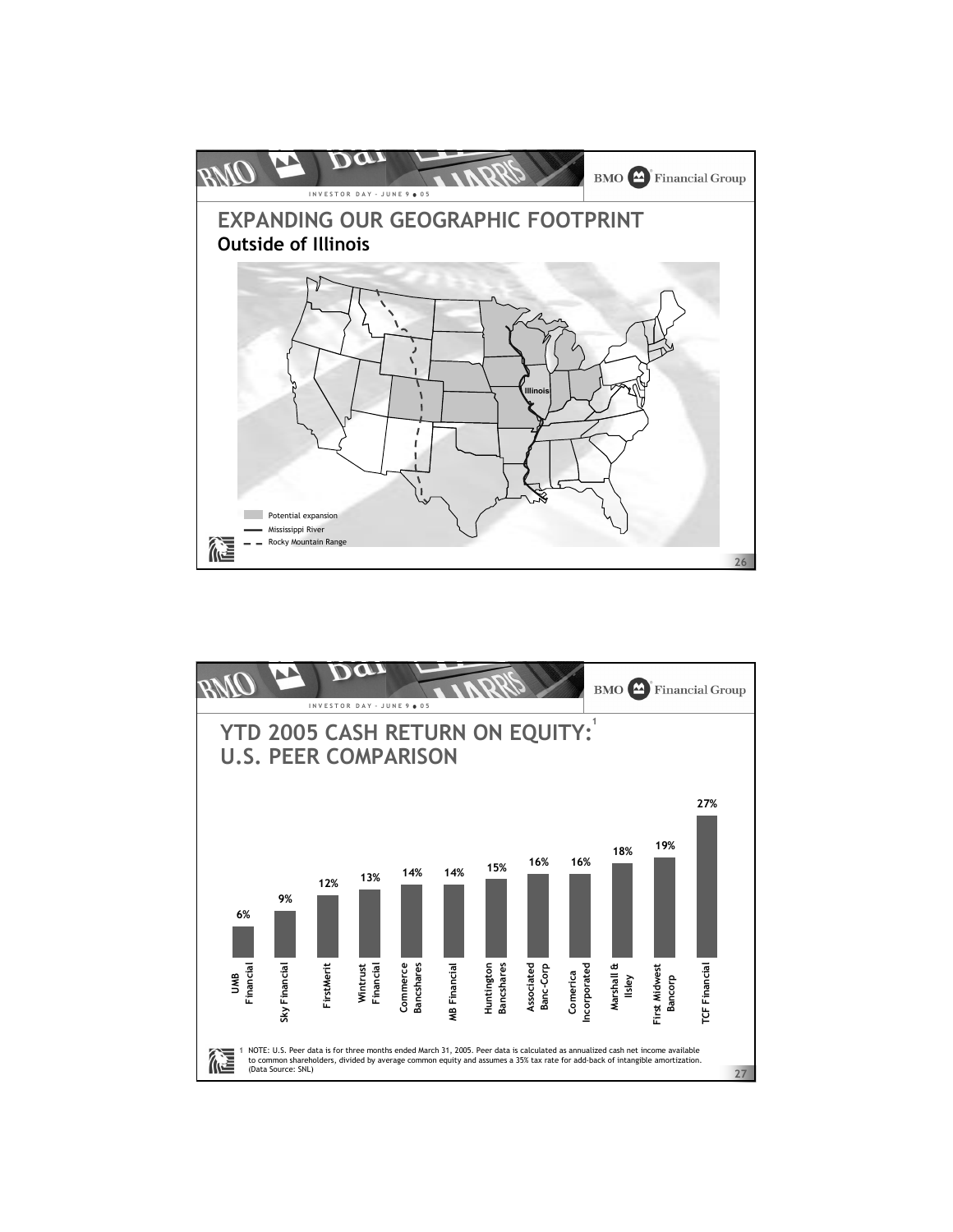# EXPANDING OUR GEOGRAPHIC FOOTPRINT

## Outside of Illinois

Illinois

Potential expansion

Mississippi River

Rocky Mountain Range

# YTD 2005 CASH RETURN ON EQUITY:[1] U.S. PEER COMPARISON

| Company | Cash ROE |
|---|---|
| UMB Financial | 6% |
| Sky Financial | 9% |
| FirstMerit | 12% |
| Wintrust Financial | 13% |
| Commerce Bancshares | 14% |
| MB Financial | 14% |
| Huntington Bancshares | 15% |
| Associated Banc-Corp | 16% |
| Comerica Incorporated | 16% |
| Marshall & Ilsley | 18% |
| First Midwest Bancorp | 19% |
| TCF Financial | 27% |

1 NOTE: U.S. Peer data is for three months ended March 31, 2005. Peer data is calculated as annualized cash net income available to common shareholders, divided by average common equity and assumes a 35% tax rate for add-back of intangible amortization. (Data Source: SNL)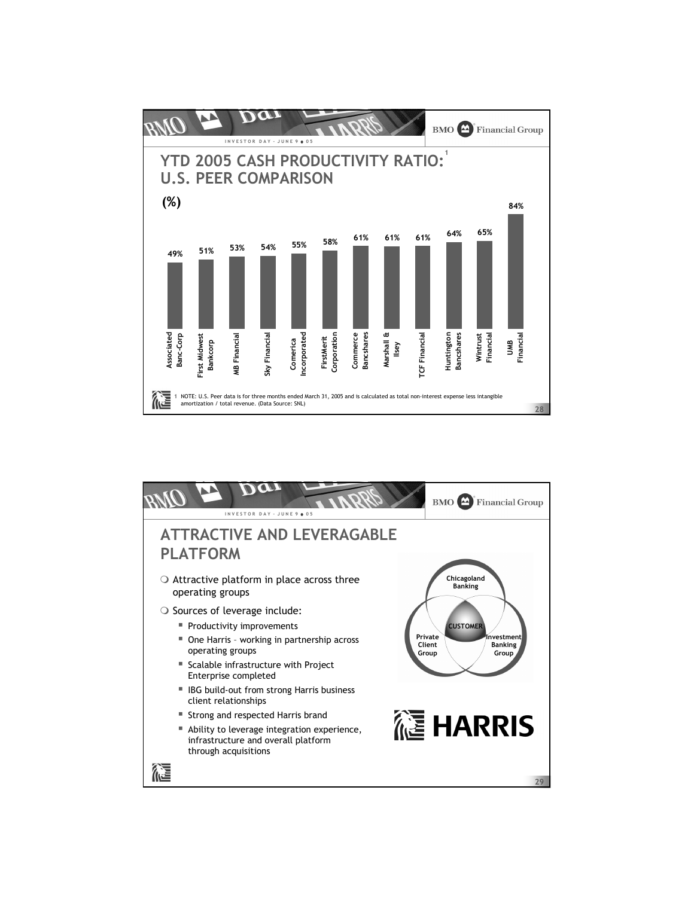# YTD 2005 CASH PRODUCTIVITY RATIO:[1] U.S. PEER COMPARISON

(%)

| Company | Cash Productivity Ratio |
|---|---|
| Associated Banc-Corp | 49% |
| First Midwest Bankcorp | 51% |
| MB Financial | 53% |
| Sky Financial | 54% |
| Comerica Incorporated | 55% |
| FirstMerit Corporation | 58% |
| Commerce Bancshares | 61% |
| Marshall & Ilsey | 61% |
| TCF Financial | 61% |
| Huntington Bancshares | 64% |
| Wintrust Financial | 65% |
| UMB Financial | 84% |

1 NOTE: U.S. Peer data is for three months ended March 31, 2005 and is calculated as total non-interest expense less intangible amortization / total revenue. (Data Source: SNL)

# ATTRACTIVE AND LEVERAGABLE PLATFORM

- Attractive platform in place across three operating groups
- Sources of leverage include:
  - Productivity improvements
  - One Harris – working in partnership across operating groups
  - Scalable infrastructure with Project Enterprise completed
  - IBG build-out from strong Harris business client relationships
  - Strong and respected Harris brand
  - Ability to leverage integration experience, infrastructure and overall platform through acquisitions

Chicagoland Banking

CUSTOMER

Private Client Group

Investment Banking Group

HARRIS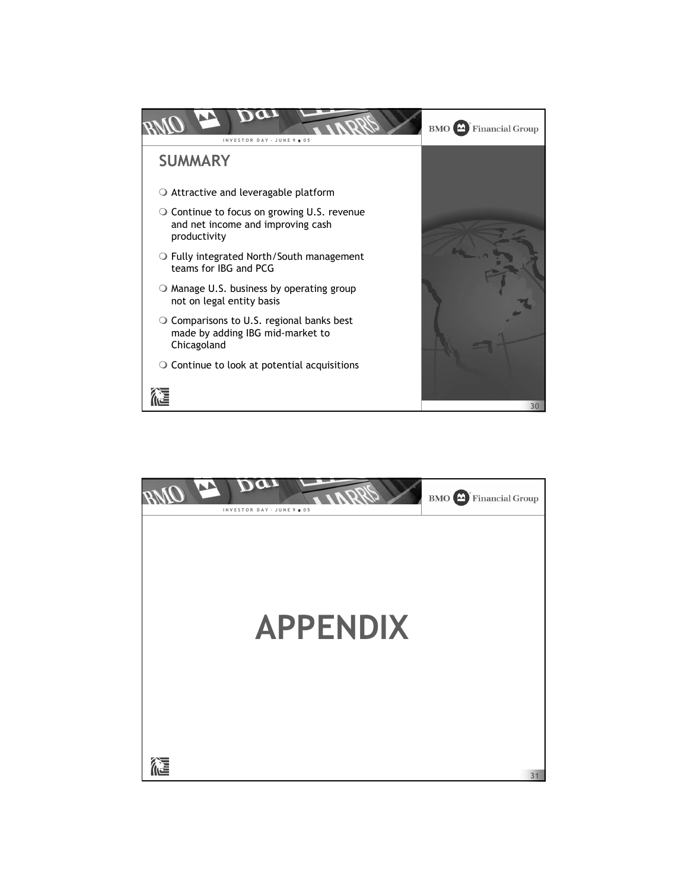## SUMMARY

- Attractive and leveragable platform
- Continue to focus on growing U.S. revenue and net income and improving cash productivity
- Fully integrated North/South management teams for IBG and PCG
- Manage U.S. business by operating group not on legal entity basis
- Comparisons to U.S. regional banks best made by adding IBG mid-market to Chicagoland
- Continue to look at potential acquisitions

# APPENDIX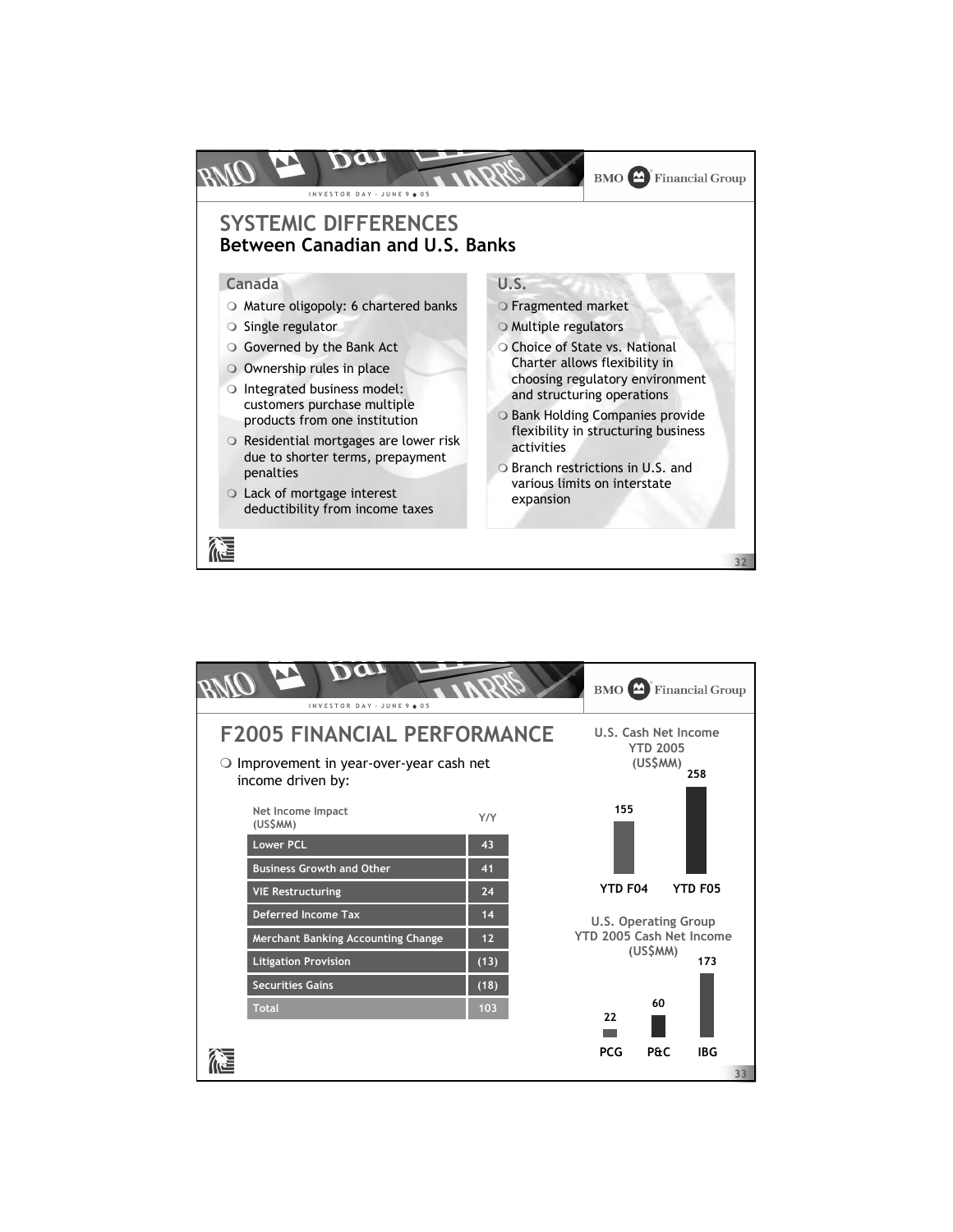# SYSTEMIC DIFFERENCES
## Between Canadian and U.S. Banks

### Canada

- Mature oligopoly: 6 chartered banks
- Single regulator
- Governed by the Bank Act
- Ownership rules in place
- Integrated business model: customers purchase multiple products from one institution
- Residential mortgages are lower risk due to shorter terms, prepayment penalties
- Lack of mortgage interest deductibility from income taxes

### U.S.

- Fragmented market
- Multiple regulators
- Choice of State vs. National Charter allows flexibility in choosing regulatory environment and structuring operations
- Bank Holding Companies provide flexibility in structuring business activities
- Branch restrictions in U.S. and various limits on interstate expansion

# F2005 FINANCIAL PERFORMANCE

- Improvement in year-over-year cash net income driven by:

| Net Income Impact (US$MM) | Y/Y |
|---|---|
| Lower PCL | 43 |
| Business Growth and Other | 41 |
| VIE Restructuring | 24 |
| Deferred Income Tax | 14 |
| Merchant Banking Accounting Change | 12 |
| Litigation Provision | (13) |
| Securities Gains | (18) |
| Total | 103 |

**U.S. Cash Net Income YTD 2005 (US$MM)**

| YTD F04 | YTD F05 |
|---|---|
| 155 | 258 |

**U.S. Operating Group YTD 2005 Cash Net Income (US$MM)**

| PCG | P&C | IBG |
|---|---|---|
| 22 | 60 | 173 |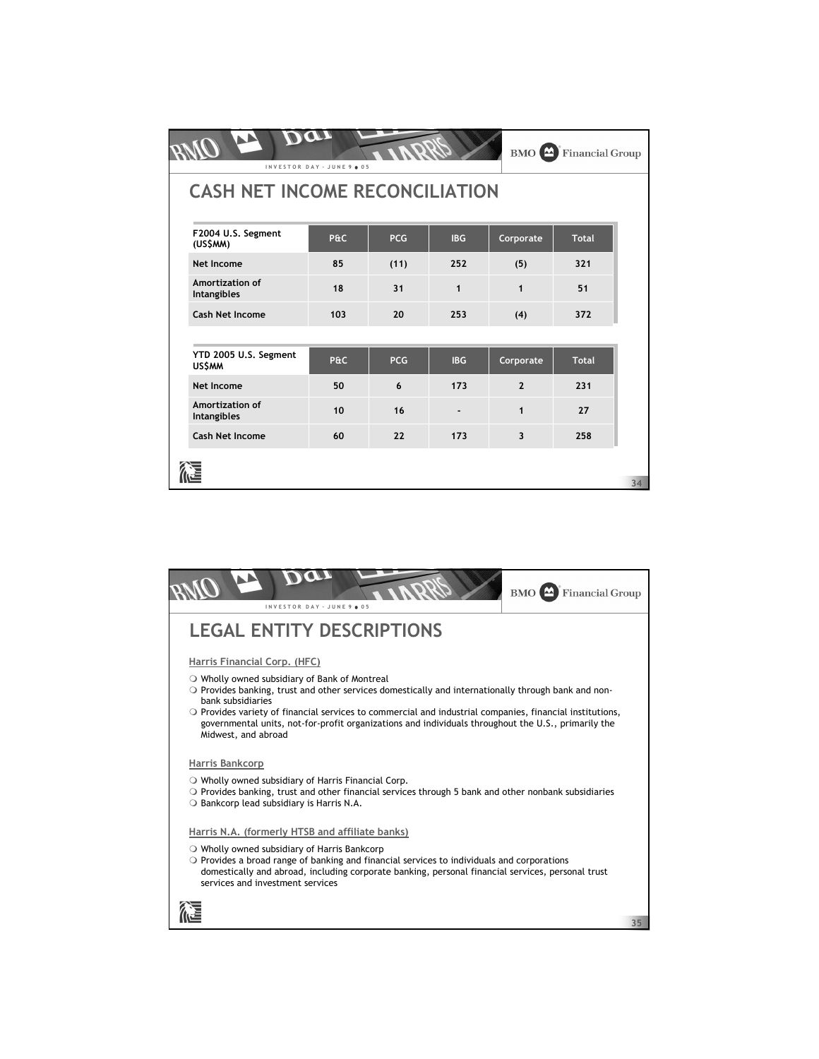# CASH NET INCOME RECONCILIATION

| F2004 U.S. Segment (US$MM) | P&C | PCG | IBG | Corporate | Total |
|---|---|---|---|---|---|
| Net Income | 85 | (11) | 252 | (5) | 321 |
| Amortization of Intangibles | 18 | 31 | 1 | 1 | 51 |
| Cash Net Income | 103 | 20 | 253 | (4) | 372 |

| YTD 2005 U.S. Segment US$MM | P&C | PCG | IBG | Corporate | Total |
|---|---|---|---|---|---|
| Net Income | 50 | 6 | 173 | 2 | 231 |
| Amortization of Intangibles | 10 | 16 | - | 1 | 27 |
| Cash Net Income | 60 | 22 | 173 | 3 | 258 |

# LEGAL ENTITY DESCRIPTIONS

**Harris Financial Corp. (HFC)**

- Wholly owned subsidiary of Bank of Montreal
- Provides banking, trust and other services domestically and internationally through bank and non-bank subsidiaries
- Provides variety of financial services to commercial and industrial companies, financial institutions, governmental units, not-for-profit organizations and individuals throughout the U.S., primarily the Midwest, and abroad

**Harris Bankcorp**

- Wholly owned subsidiary of Harris Financial Corp.
- Provides banking, trust and other financial services through 5 bank and other nonbank subsidiaries
- Bankcorp lead subsidiary is Harris N.A.

**Harris N.A. (formerly HTSB and affiliate banks)**

- Wholly owned subsidiary of Harris Bankcorp
- Provides a broad range of banking and financial services to individuals and corporations domestically and abroad, including corporate banking, personal financial services, personal trust services and investment services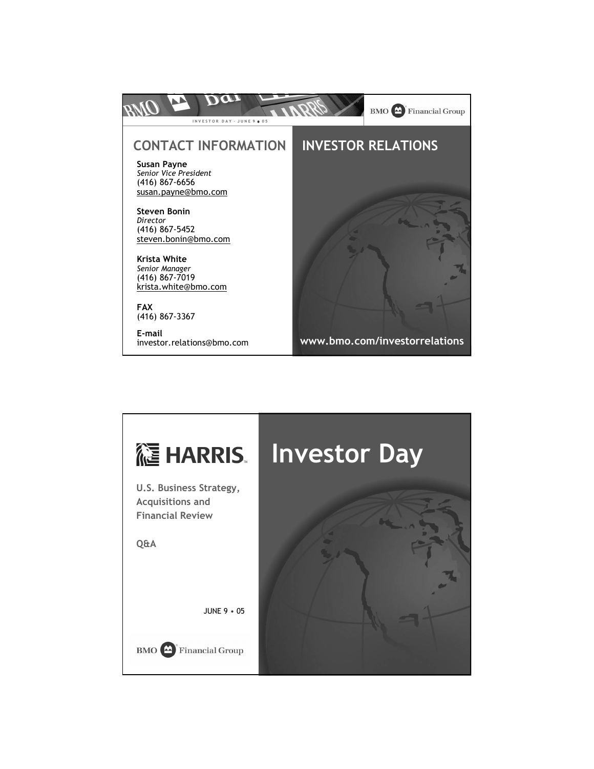## CONTACT INFORMATION

## INVESTOR RELATIONS

**Susan Payne**
*Senior Vice President*
(416) 867-6656
susan.payne@bmo.com

**Steven Bonin**
*Director*
(416) 867-5452
steven.bonin@bmo.com

**Krista White**
*Senior Manager*
(416) 867-7019
krista.white@bmo.com

**FAX**
(416) 867-3367

**E-mail**
investor.relations@bmo.com

**www.bmo.com/investorrelations**

---

HARRIS

# Investor Day

**U.S. Business Strategy, Acquisitions and Financial Review**

**Q&A**

JUNE 9 • 05

BMO Financial Group